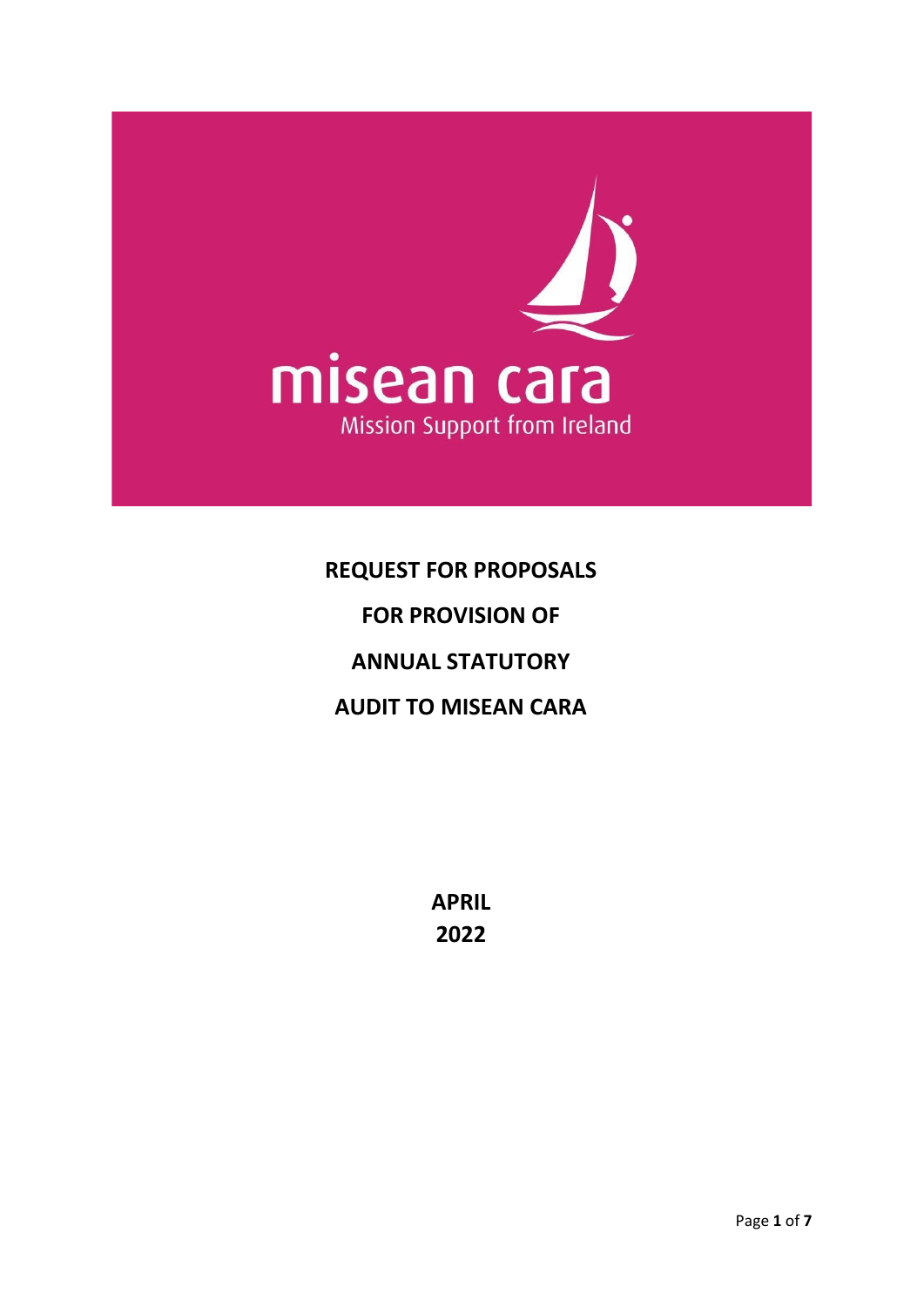misean cara

Mission Support from Ireland

**REQUEST FOR PROPOSALS**

**FOR PROVISION OF**

**ANNUAL STATUTORY**

**AUDIT TO MISEAN CARA**

**APRIL**
**2022**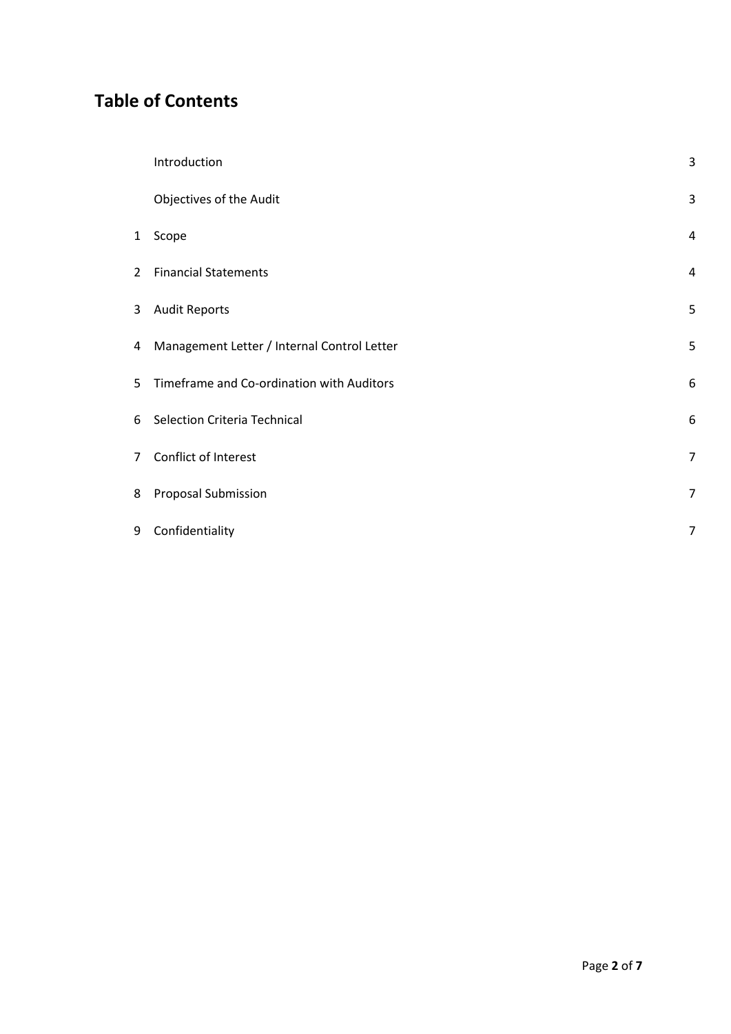# Table of Contents

| | | |
|---|---|---|
| | Introduction | 3 |
| | Objectives of the Audit | 3 |
| 1 | Scope | 4 |
| 2 | Financial Statements | 4 |
| 3 | Audit Reports | 5 |
| 4 | Management Letter / Internal Control Letter | 5 |
| 5 | Timeframe and Co-ordination with Auditors | 6 |
| 6 | Selection Criteria Technical | 6 |
| 7 | Conflict of Interest | 7 |
| 8 | Proposal Submission | 7 |
| 9 | Confidentiality | 7 |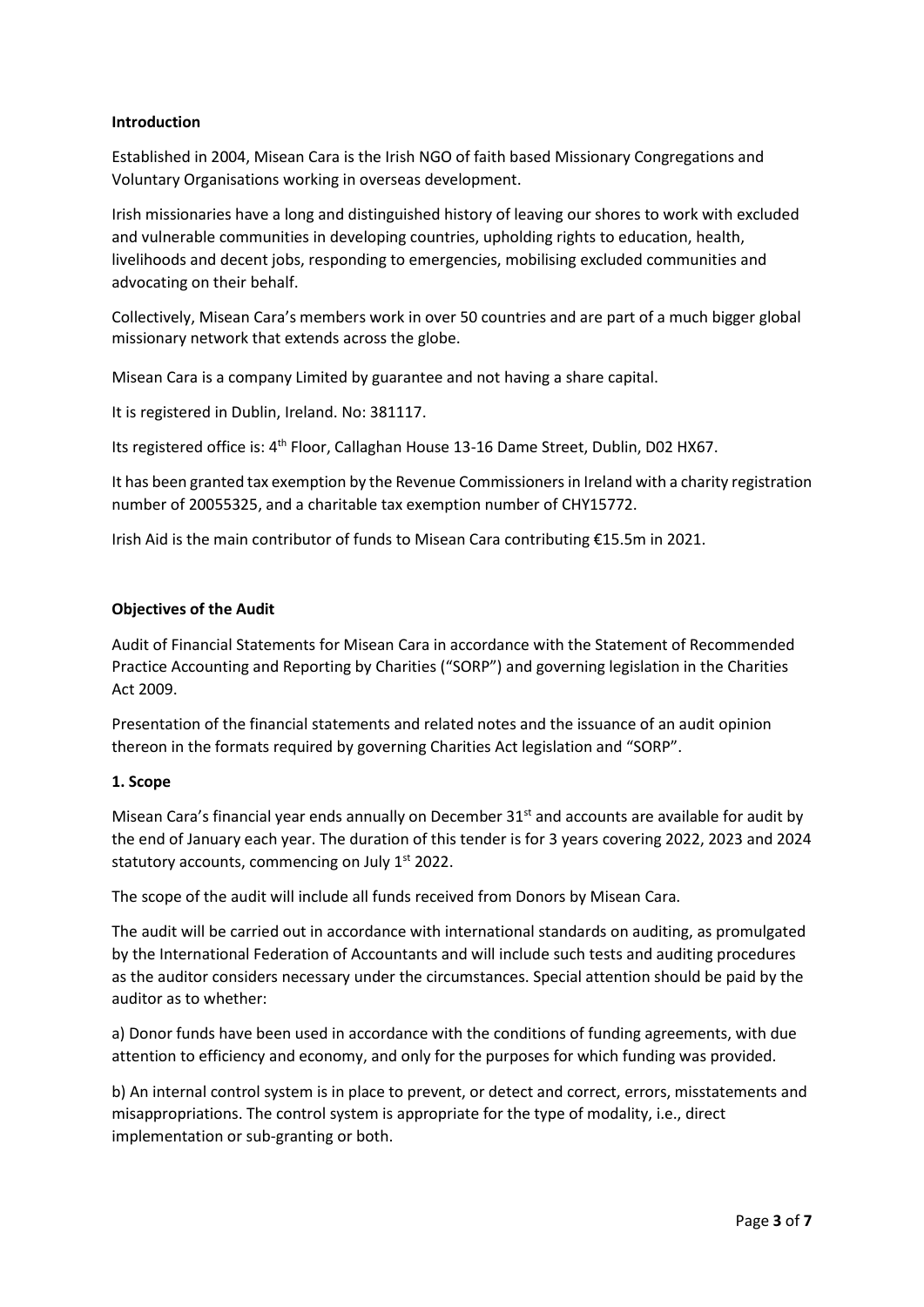**Introduction**

Established in 2004, Misean Cara is the Irish NGO of faith based Missionary Congregations and Voluntary Organisations working in overseas development.

Irish missionaries have a long and distinguished history of leaving our shores to work with excluded and vulnerable communities in developing countries, upholding rights to education, health, livelihoods and decent jobs, responding to emergencies, mobilising excluded communities and advocating on their behalf.

Collectively, Misean Cara's members work in over 50 countries and are part of a much bigger global missionary network that extends across the globe.

Misean Cara is a company Limited by guarantee and not having a share capital.

It is registered in Dublin, Ireland. No: 381117.

Its registered office is: 4th Floor, Callaghan House 13-16 Dame Street, Dublin, D02 HX67.

It has been granted tax exemption by the Revenue Commissioners in Ireland with a charity registration number of 20055325, and a charitable tax exemption number of CHY15772.

Irish Aid is the main contributor of funds to Misean Cara contributing €15.5m in 2021.

**Objectives of the Audit**

Audit of Financial Statements for Misean Cara in accordance with the Statement of Recommended Practice Accounting and Reporting by Charities ("SORP") and governing legislation in the Charities Act 2009.

Presentation of the financial statements and related notes and the issuance of an audit opinion thereon in the formats required by governing Charities Act legislation and "SORP".

**1. Scope**

Misean Cara's financial year ends annually on December 31st and accounts are available for audit by the end of January each year. The duration of this tender is for 3 years covering 2022, 2023 and 2024 statutory accounts, commencing on July 1st 2022.

The scope of the audit will include all funds received from Donors by Misean Cara.

The audit will be carried out in accordance with international standards on auditing, as promulgated by the International Federation of Accountants and will include such tests and auditing procedures as the auditor considers necessary under the circumstances. Special attention should be paid by the auditor as to whether:

a) Donor funds have been used in accordance with the conditions of funding agreements, with due attention to efficiency and economy, and only for the purposes for which funding was provided.

b) An internal control system is in place to prevent, or detect and correct, errors, misstatements and misappropriations. The control system is appropriate for the type of modality, i.e., direct implementation or sub-granting or both.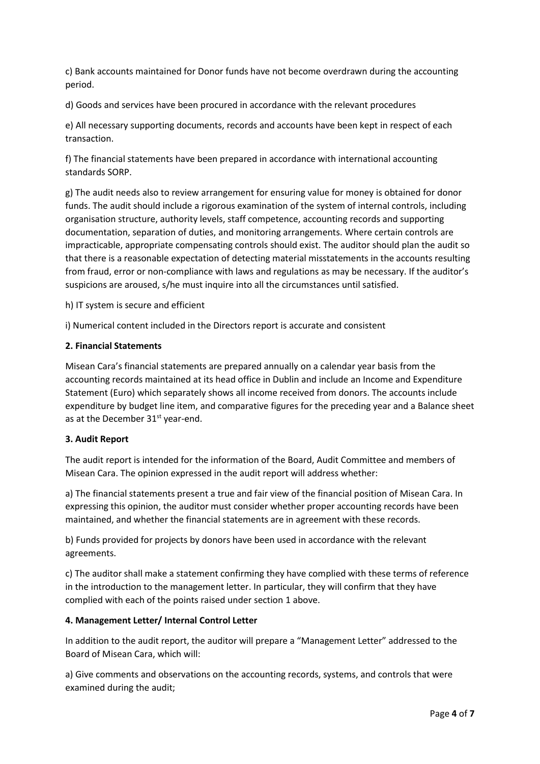c) Bank accounts maintained for Donor funds have not become overdrawn during the accounting period.

d) Goods and services have been procured in accordance with the relevant procedures

e) All necessary supporting documents, records and accounts have been kept in respect of each transaction.

f) The financial statements have been prepared in accordance with international accounting standards SORP.

g) The audit needs also to review arrangement for ensuring value for money is obtained for donor funds. The audit should include a rigorous examination of the system of internal controls, including organisation structure, authority levels, staff competence, accounting records and supporting documentation, separation of duties, and monitoring arrangements. Where certain controls are impracticable, appropriate compensating controls should exist. The auditor should plan the audit so that there is a reasonable expectation of detecting material misstatements in the accounts resulting from fraud, error or non-compliance with laws and regulations as may be necessary. If the auditor's suspicions are aroused, s/he must inquire into all the circumstances until satisfied.

h) IT system is secure and efficient

i) Numerical content included in the Directors report is accurate and consistent

**2. Financial Statements**

Misean Cara's financial statements are prepared annually on a calendar year basis from the accounting records maintained at its head office in Dublin and include an Income and Expenditure Statement (Euro) which separately shows all income received from donors. The accounts include expenditure by budget line item, and comparative figures for the preceding year and a Balance sheet as at the December 31st year-end.

**3. Audit Report**

The audit report is intended for the information of the Board, Audit Committee and members of Misean Cara. The opinion expressed in the audit report will address whether:

a) The financial statements present a true and fair view of the financial position of Misean Cara. In expressing this opinion, the auditor must consider whether proper accounting records have been maintained, and whether the financial statements are in agreement with these records.

b) Funds provided for projects by donors have been used in accordance with the relevant agreements.

c) The auditor shall make a statement confirming they have complied with these terms of reference in the introduction to the management letter. In particular, they will confirm that they have complied with each of the points raised under section 1 above.

**4. Management Letter/ Internal Control Letter**

In addition to the audit report, the auditor will prepare a "Management Letter" addressed to the Board of Misean Cara, which will:

a) Give comments and observations on the accounting records, systems, and controls that were examined during the audit;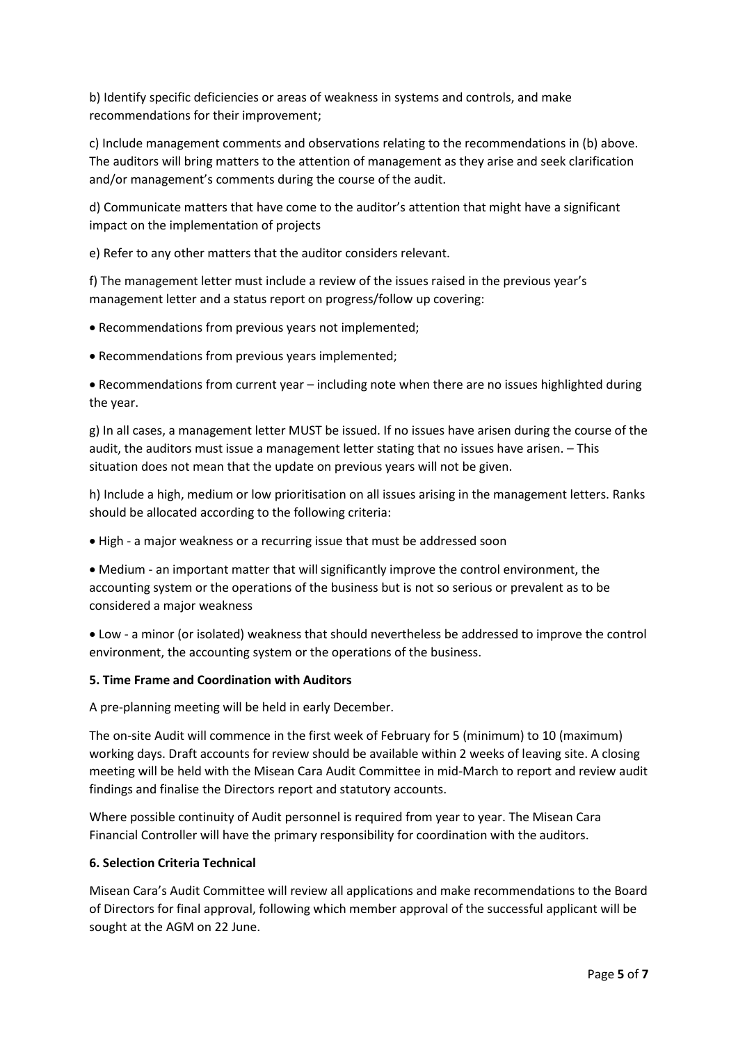b) Identify specific deficiencies or areas of weakness in systems and controls, and make recommendations for their improvement;

c) Include management comments and observations relating to the recommendations in (b) above. The auditors will bring matters to the attention of management as they arise and seek clarification and/or management's comments during the course of the audit.

d) Communicate matters that have come to the auditor's attention that might have a significant impact on the implementation of projects

e) Refer to any other matters that the auditor considers relevant.

f) The management letter must include a review of the issues raised in the previous year's management letter and a status report on progress/follow up covering:

- Recommendations from previous years not implemented;
- Recommendations from previous years implemented;
- Recommendations from current year – including note when there are no issues highlighted during the year.

g) In all cases, a management letter MUST be issued. If no issues have arisen during the course of the audit, the auditors must issue a management letter stating that no issues have arisen. – This situation does not mean that the update on previous years will not be given.

h) Include a high, medium or low prioritisation on all issues arising in the management letters. Ranks should be allocated according to the following criteria:

- High - a major weakness or a recurring issue that must be addressed soon
- Medium - an important matter that will significantly improve the control environment, the accounting system or the operations of the business but is not so serious or prevalent as to be considered a major weakness
- Low - a minor (or isolated) weakness that should nevertheless be addressed to improve the control environment, the accounting system or the operations of the business.

### 5. Time Frame and Coordination with Auditors

A pre-planning meeting will be held in early December.

The on-site Audit will commence in the first week of February for 5 (minimum) to 10 (maximum) working days. Draft accounts for review should be available within 2 weeks of leaving site. A closing meeting will be held with the Misean Cara Audit Committee in mid-March to report and review audit findings and finalise the Directors report and statutory accounts.

Where possible continuity of Audit personnel is required from year to year. The Misean Cara Financial Controller will have the primary responsibility for coordination with the auditors.

### 6. Selection Criteria Technical

Misean Cara's Audit Committee will review all applications and make recommendations to the Board of Directors for final approval, following which member approval of the successful applicant will be sought at the AGM on 22 June.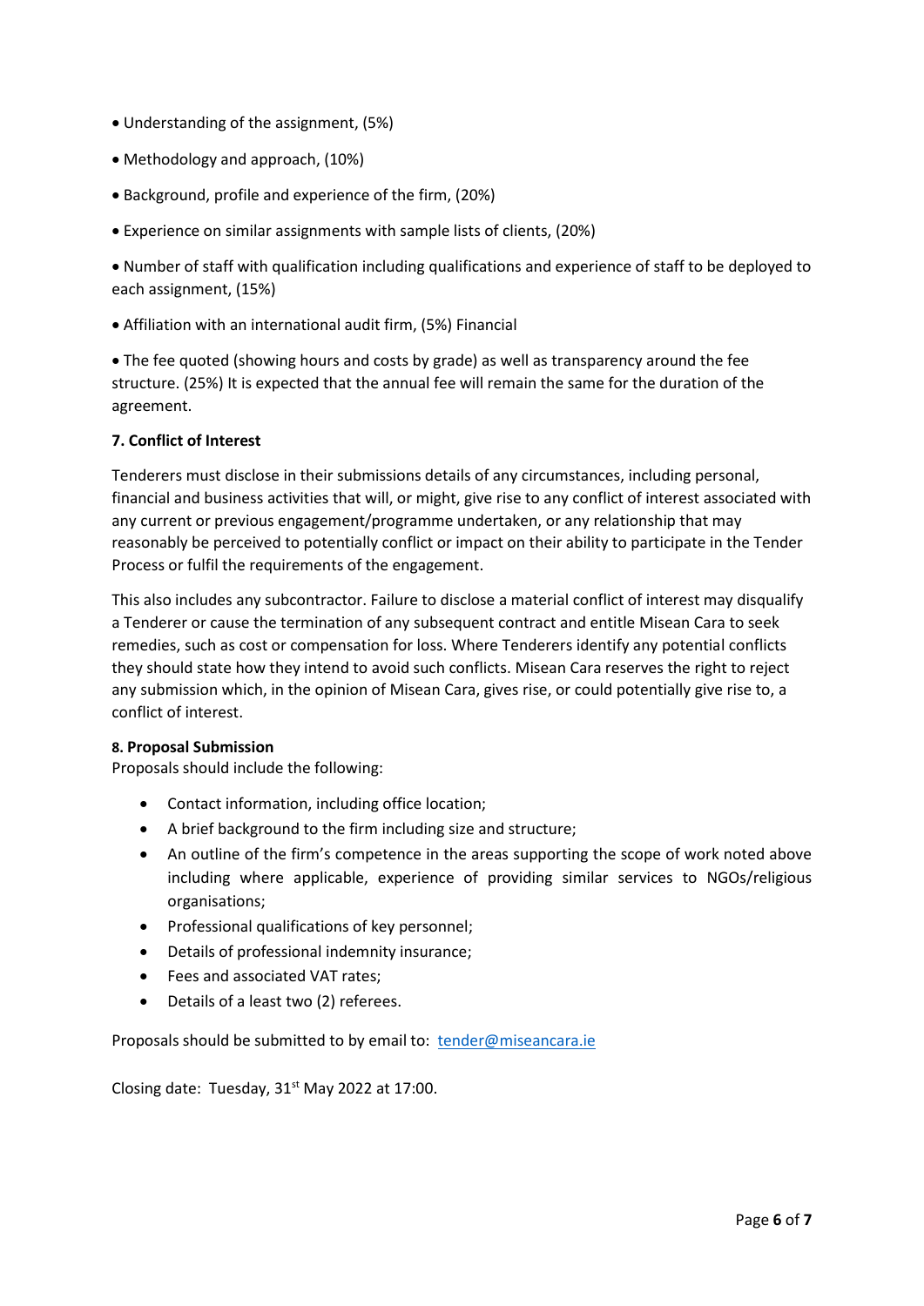- Understanding of the assignment, (5%)
- Methodology and approach, (10%)
- Background, profile and experience of the firm, (20%)
- Experience on similar assignments with sample lists of clients, (20%)
- Number of staff with qualification including qualifications and experience of staff to be deployed to each assignment, (15%)
- Affiliation with an international audit firm, (5%) Financial
- The fee quoted (showing hours and costs by grade) as well as transparency around the fee structure. (25%) It is expected that the annual fee will remain the same for the duration of the agreement.

**7. Conflict of Interest**

Tenderers must disclose in their submissions details of any circumstances, including personal, financial and business activities that will, or might, give rise to any conflict of interest associated with any current or previous engagement/programme undertaken, or any relationship that may reasonably be perceived to potentially conflict or impact on their ability to participate in the Tender Process or fulfil the requirements of the engagement.

This also includes any subcontractor. Failure to disclose a material conflict of interest may disqualify a Tenderer or cause the termination of any subsequent contract and entitle Misean Cara to seek remedies, such as cost or compensation for loss. Where Tenderers identify any potential conflicts they should state how they intend to avoid such conflicts. Misean Cara reserves the right to reject any submission which, in the opinion of Misean Cara, gives rise, or could potentially give rise to, a conflict of interest.

**8. Proposal Submission**

Proposals should include the following:

- Contact information, including office location;
- A brief background to the firm including size and structure;
- An outline of the firm's competence in the areas supporting the scope of work noted above including where applicable, experience of providing similar services to NGOs/religious organisations;
- Professional qualifications of key personnel;
- Details of professional indemnity insurance;
- Fees and associated VAT rates;
- Details of a least two (2) referees.

Proposals should be submitted to by email to: tender@miseancara.ie

Closing date: Tuesday, 31st May 2022 at 17:00.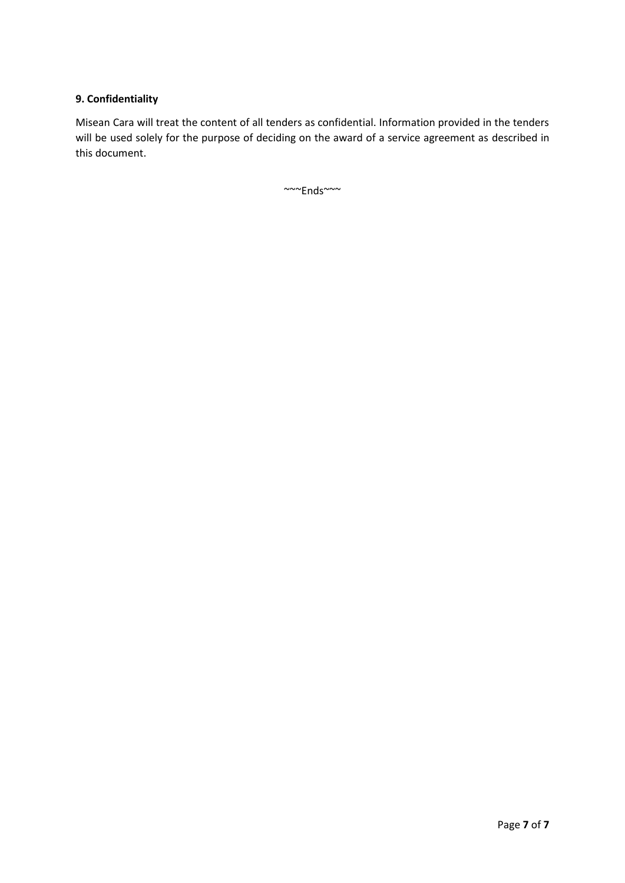## 9. Confidentiality

Misean Cara will treat the content of all tenders as confidential. Information provided in the tenders will be used solely for the purpose of deciding on the award of a service agreement as described in this document.

~~~Ends~~~